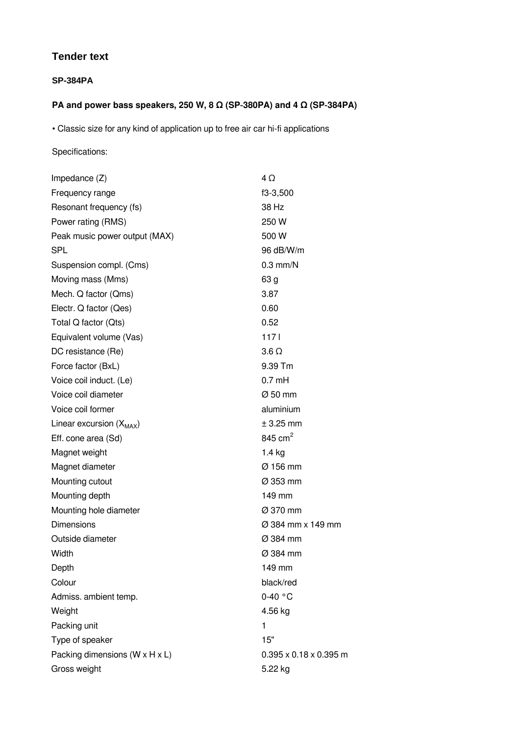## Tender text

### SP-384PA

### PA and power bass speakers, 250 W, 8 Ω (SP-380PA) and 4 Ω (SP-384PA)

- Classic size for any kind of application up to free air car hi-fi applications

Specifications:

| | |
|---|---|
| Impedance (Z) | 4 Ω |
| Frequency range | f3-3,500 |
| Resonant frequency (fs) | 38 Hz |
| Power rating (RMS) | 250 W |
| Peak music power output (MAX) | 500 W |
| SPL | 96 dB/W/m |
| Suspension compl. (Cms) | 0.3 mm/N |
| Moving mass (Mms) | 63 g |
| Mech. Q factor (Qms) | 3.87 |
| Electr. Q factor (Qes) | 0.60 |
| Total Q factor (Qts) | 0.52 |
| Equivalent volume (Vas) | 117 l |
| DC resistance (Re) | 3.6 Ω |
| Force factor (BxL) | 9.39 Tm |
| Voice coil induct. (Le) | 0.7 mH |
| Voice coil diameter | Ø 50 mm |
| Voice coil former | aluminium |
| Linear excursion ($X_{MAX}$) | ± 3.25 mm |
| Eff. cone area (Sd) | 845 $cm^2$ |
| Magnet weight | 1.4 kg |
| Magnet diameter | Ø 156 mm |
| Mounting cutout | Ø 353 mm |
| Mounting depth | 149 mm |
| Mounting hole diameter | Ø 370 mm |
| Dimensions | Ø 384 mm x 149 mm |
| Outside diameter | Ø 384 mm |
| Width | Ø 384 mm |
| Depth | 149 mm |
| Colour | black/red |
| Admiss. ambient temp. | 0-40 °C |
| Weight | 4.56 kg |
| Packing unit | 1 |
| Type of speaker | 15" |
| Packing dimensions (W x H x L) | 0.395 x 0.18 x 0.395 m |
| Gross weight | 5.22 kg |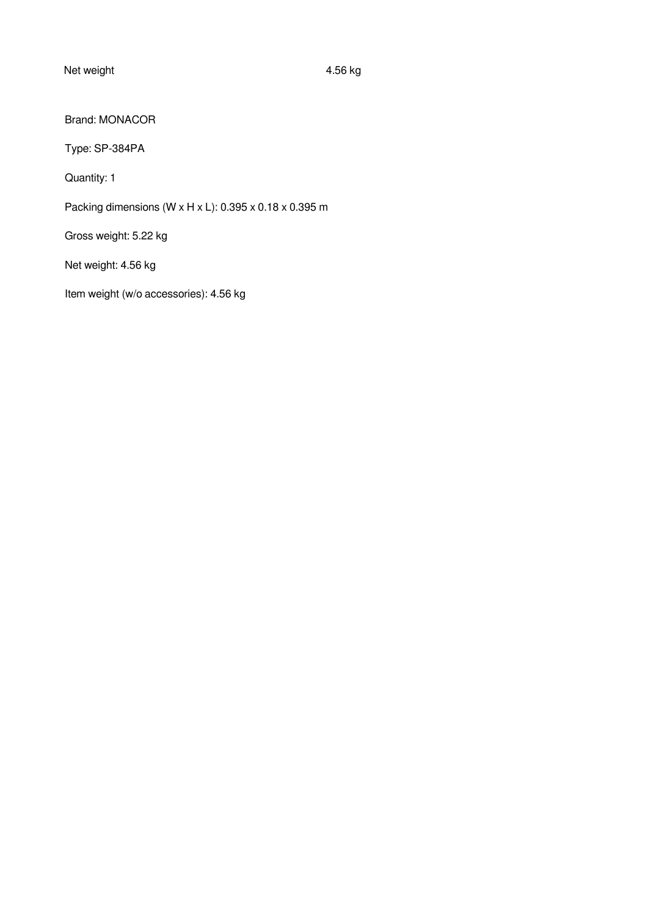| | |
|---|---|
| Net weight | 4.56 kg |

Brand: MONACOR

Type: SP-384PA

Quantity: 1

Packing dimensions (W x H x L): 0.395 x 0.18 x 0.395 m

Gross weight: 5.22 kg

Net weight: 4.56 kg

Item weight (w/o accessories): 4.56 kg